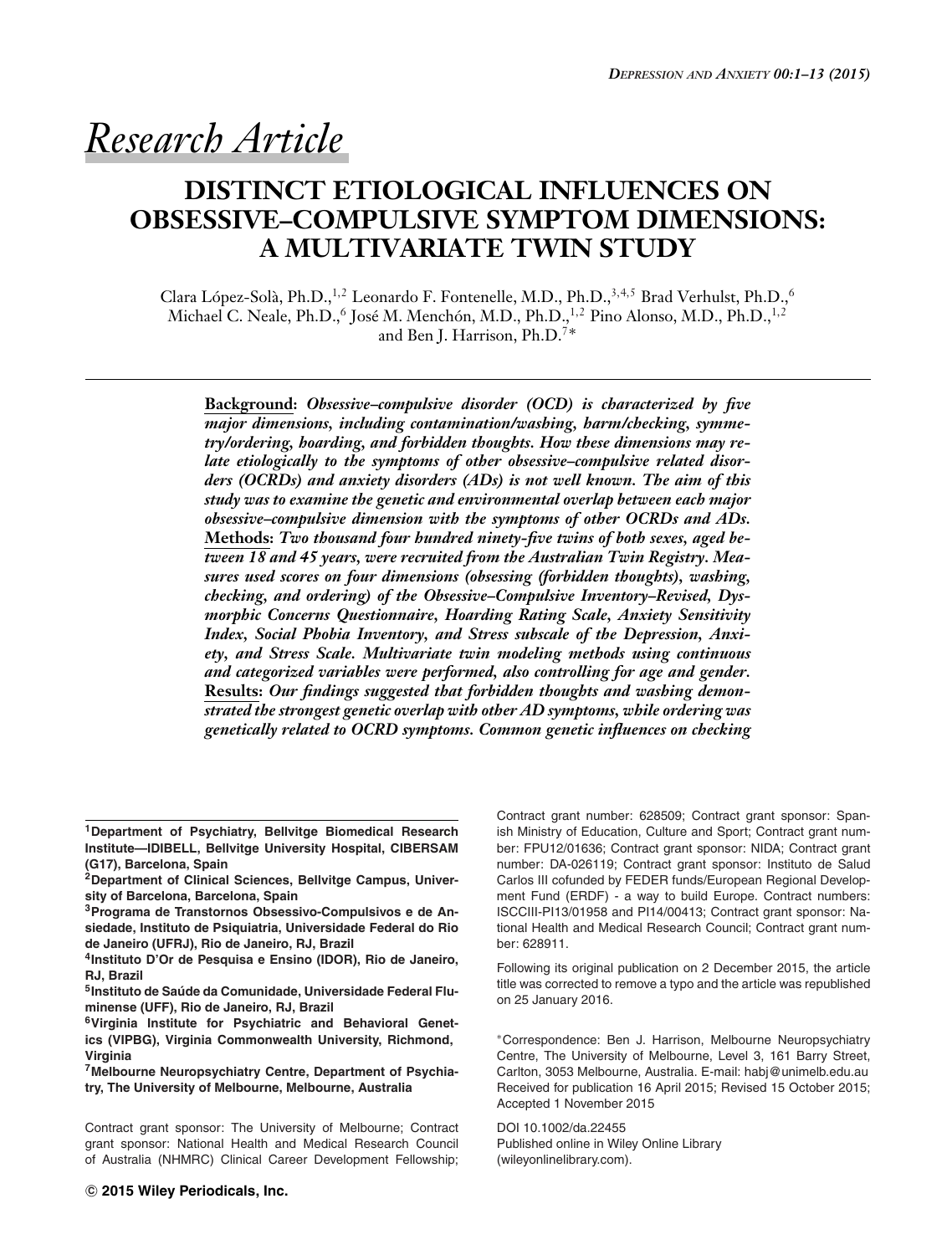*Research Article*

# DISTINCT ETIOLOGICAL INFLUENCES ON OBSESSIVE–COMPULSIVE SYMPTOM DIMENSIONS: A MULTIVARIATE TWIN STUDY

Clara López-Solà, Ph.D.,[1,2] Leonardo F. Fontenelle, M.D., Ph.D.,[3,4,5] Brad Verhulst, Ph.D.,[6] Michael C. Neale, Ph.D.,[6] José M. Menchón, M.D., Ph.D.,[1,2] Pino Alonso, M.D., Ph.D.,[1,2] and Ben J. Harrison, Ph.D.[7]*

**Background:** ***Obsessive–compulsive disorder (OCD) is characterized by five major dimensions, including contamination/washing, harm/checking, symmetry/ordering, hoarding, and forbidden thoughts. How these dimensions may relate etiologically to the symptoms of other obsessive–compulsive related disorders (OCRDs) and anxiety disorders (ADs) is not well known. The aim of this study was to examine the genetic and environmental overlap between each major obsessive–compulsive dimension with the symptoms of other OCRDs and ADs.***
**Methods:** ***Two thousand four hundred ninety-five twins of both sexes, aged between 18 and 45 years, were recruited from the Australian Twin Registry. Measures used scores on four dimensions (obsessing (forbidden thoughts), washing, checking, and ordering) of the Obsessive–Compulsive Inventory–Revised, Dysmorphic Concerns Questionnaire, Hoarding Rating Scale, Anxiety Sensitivity Index, Social Phobia Inventory, and Stress subscale of the Depression, Anxiety, and Stress Scale. Multivariate twin modeling methods using continuous and categorized variables were performed, also controlling for age and gender.***
**Results:** ***Our findings suggested that forbidden thoughts and washing demonstrated the strongest genetic overlap with other AD symptoms, while ordering was genetically related to OCRD symptoms. Common genetic influences on checking***

**[1]Department of Psychiatry, Bellvitge Biomedical Research Institute—IDIBELL, Bellvitge University Hospital, CIBERSAM (G17), Barcelona, Spain**
**[2]Department of Clinical Sciences, Bellvitge Campus, University of Barcelona, Barcelona, Spain**
**[3]Programa de Transtornos Obsessivo-Compulsivos e de Ansiedade, Instituto de Psiquiatria, Universidade Federal do Rio de Janeiro (UFRJ), Rio de Janeiro, RJ, Brazil**
**[4]Instituto D'Or de Pesquisa e Ensino (IDOR), Rio de Janeiro, RJ, Brazil**
**[5]Instituto de Saúde da Comunidade, Universidade Federal Fluminense (UFF), Rio de Janeiro, RJ, Brazil**
**[6]Virginia Institute for Psychiatric and Behavioral Genetics (VIPBG), Virginia Commonwealth University, Richmond, Virginia**
**[7]Melbourne Neuropsychiatry Centre, Department of Psychiatry, The University of Melbourne, Melbourne, Australia**

Contract grant sponsor: The University of Melbourne; Contract grant sponsor: National Health and Medical Research Council of Australia (NHMRC) Clinical Career Development Fellowship; Contract grant number: 628509; Contract grant sponsor: Spanish Ministry of Education, Culture and Sport; Contract grant number: FPU12/01636; Contract grant sponsor: NIDA; Contract grant number: DA-026119; Contract grant sponsor: Instituto de Salud Carlos III cofunded by FEDER funds/European Regional Development Fund (ERDF) - a way to build Europe. Contract numbers: ISCCIII-PI13/01958 and PI14/00413; Contract grant sponsor: National Health and Medical Research Council; Contract grant number: 628911.

Following its original publication on 2 December 2015, the article title was corrected to remove a typo and the article was republished on 25 January 2016.

*Correspondence: Ben J. Harrison, Melbourne Neuropsychiatry Centre, The University of Melbourne, Level 3, 161 Barry Street, Carlton, 3053 Melbourne, Australia. E-mail: habj@unimelb.edu.au
Received for publication 16 April 2015; Revised 15 October 2015; Accepted 1 November 2015

DOI 10.1002/da.22455
Published online in Wiley Online Library (wileyonlinelibrary.com).

© 2015 Wiley Periodicals, Inc.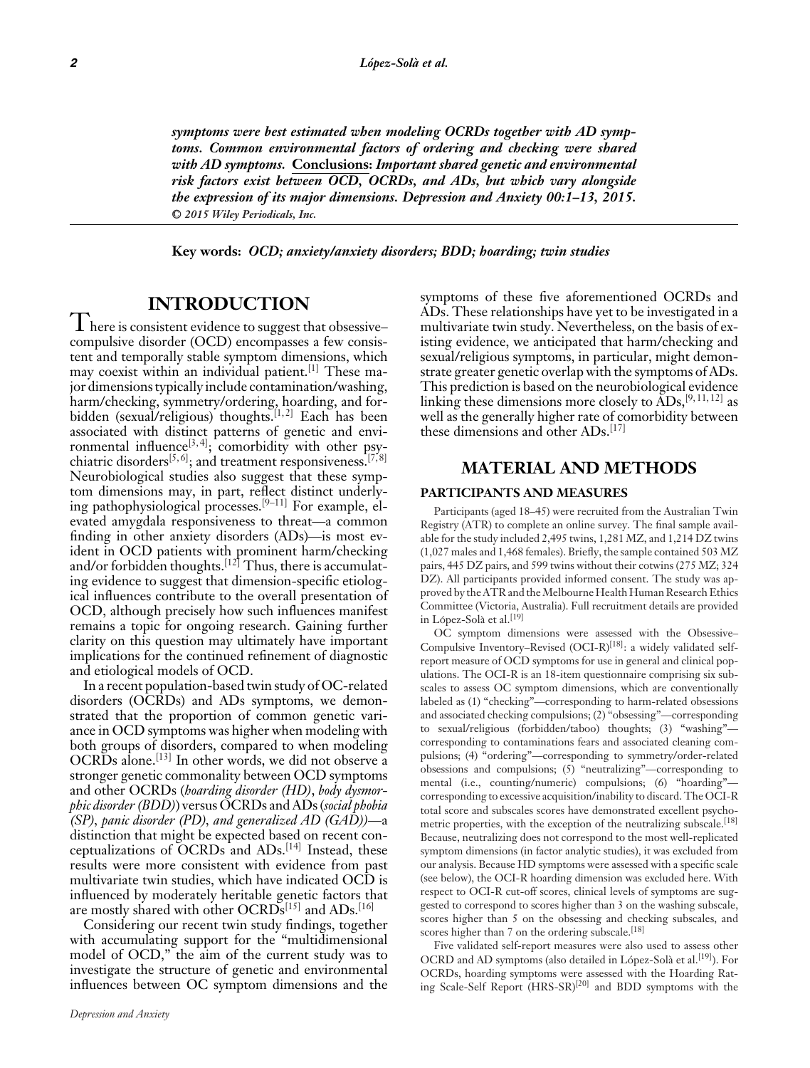***symptoms were best estimated when modeling OCRDs together with AD symptoms. Common environmental factors of ordering and checking were shared with AD symptoms.* <u>Conclusions:</u> *Important shared genetic and environmental risk factors exist between OCD, OCRDs, and ADs, but which vary alongside the expression of its major dimensions. Depression and Anxiety 00:1–13, 2015. © 2015 Wiley Periodicals, Inc.***

**Key words:** ***OCD; anxiety/anxiety disorders; BDD; hoarding; twin studies***

## INTRODUCTION

There is consistent evidence to suggest that obsessive–compulsive disorder (OCD) encompasses a few consistent and temporally stable symptom dimensions, which may coexist within an individual patient.[1] These major dimensions typically include contamination/washing, harm/checking, symmetry/ordering, hoarding, and forbidden (sexual/religious) thoughts.[1, 2] Each has been associated with distinct patterns of genetic and environmental influence[3, 4]; comorbidity with other psychiatric disorders[5, 6]; and treatment responsiveness.[7, 8] Neurobiological studies also suggest that these symptom dimensions may, in part, reflect distinct underlying pathophysiological processes.[9–11] For example, elevated amygdala responsiveness to threat—a common finding in other anxiety disorders (ADs)—is most evident in OCD patients with prominent harm/checking and/or forbidden thoughts.[12] Thus, there is accumulating evidence to suggest that dimension-specific etiological influences contribute to the overall presentation of OCD, although precisely how such influences manifest remains a topic for ongoing research. Gaining further clarity on this question may ultimately have important implications for the continued refinement of diagnostic and etiological models of OCD.

In a recent population-based twin study of OC-related disorders (OCRDs) and ADs symptoms, we demonstrated that the proportion of common genetic variance in OCD symptoms was higher when modeling with both groups of disorders, compared to when modeling OCRDs alone.[13] In other words, we did not observe a stronger genetic commonality between OCD symptoms and other OCRDs (*hoarding disorder (HD)*, *body dysmorphic disorder (BDD)*) versus OCRDs and ADs (*social phobia (SP)*, *panic disorder (PD)*, *and generalized AD (GAD)*)—a distinction that might be expected based on recent conceptualizations of OCRDs and ADs.[14] Instead, these results were more consistent with evidence from past multivariate twin studies, which have indicated OCD is influenced by moderately heritable genetic factors that are mostly shared with other OCRDs[15] and ADs.[16]

Considering our recent twin study findings, together with accumulating support for the "multidimensional model of OCD," the aim of the current study was to investigate the structure of genetic and environmental influences between OC symptom dimensions and the symptoms of these five aforementioned OCRDs and ADs. These relationships have yet to be investigated in a multivariate twin study. Nevertheless, on the basis of existing evidence, we anticipated that harm/checking and sexual/religious symptoms, in particular, might demonstrate greater genetic overlap with the symptoms of ADs. This prediction is based on the neurobiological evidence linking these dimensions more closely to ADs,[9, 11, 12] as well as the generally higher rate of comorbidity between these dimensions and other ADs.[17]

## MATERIAL AND METHODS

### PARTICIPANTS AND MEASURES

Participants (aged 18–45) were recruited from the Australian Twin Registry (ATR) to complete an online survey. The final sample available for the study included 2,495 twins, 1,281 MZ, and 1,214 DZ twins (1,027 males and 1,468 females). Briefly, the sample contained 503 MZ pairs, 445 DZ pairs, and 599 twins without their cotwins (275 MZ; 324 DZ). All participants provided informed consent. The study was approved by the ATR and the Melbourne Health Human Research Ethics Committee (Victoria, Australia). Full recruitment details are provided in López-Solà et al.[19]

OC symptom dimensions were assessed with the Obsessive–Compulsive Inventory–Revised (OCI-R)[18]: a widely validated self-report measure of OCD symptoms for use in general and clinical populations. The OCI-R is an 18-item questionnaire comprising six subscales to assess OC symptom dimensions, which are conventionally labeled as (1) "checking"—corresponding to harm-related obsessions and associated checking compulsions; (2) "obsessing"—corresponding to sexual/religious (forbidden/taboo) thoughts; (3) "washing"—corresponding to contaminations fears and associated cleaning compulsions; (4) "ordering"—corresponding to symmetry/order-related obsessions and compulsions; (5) "neutralizing"—corresponding to mental (i.e., counting/numeric) compulsions; (6) "hoarding"—corresponding to excessive acquisition/inability to discard. The OCI-R total score and subscales scores have demonstrated excellent psychometric properties, with the exception of the neutralizing subscale.[18] Because, neutralizing does not correspond to the most well-replicated symptom dimensions (in factor analytic studies), it was excluded from our analysis. Because HD symptoms were assessed with a specific scale (see below), the OCI-R hoarding dimension was excluded here. With respect to OCI-R cut-off scores, clinical levels of symptoms are suggested to correspond to scores higher than 3 on the washing subscale, scores higher than 5 on the obsessing and checking subscales, and scores higher than 7 on the ordering subscale.[18]

Five validated self-report measures were also used to assess other OCRD and AD symptoms (also detailed in López-Solà et al.[19]). For OCRDs, hoarding symptoms were assessed with the Hoarding Rating Scale-Self Report (HRS-SR)[20] and BDD symptoms with the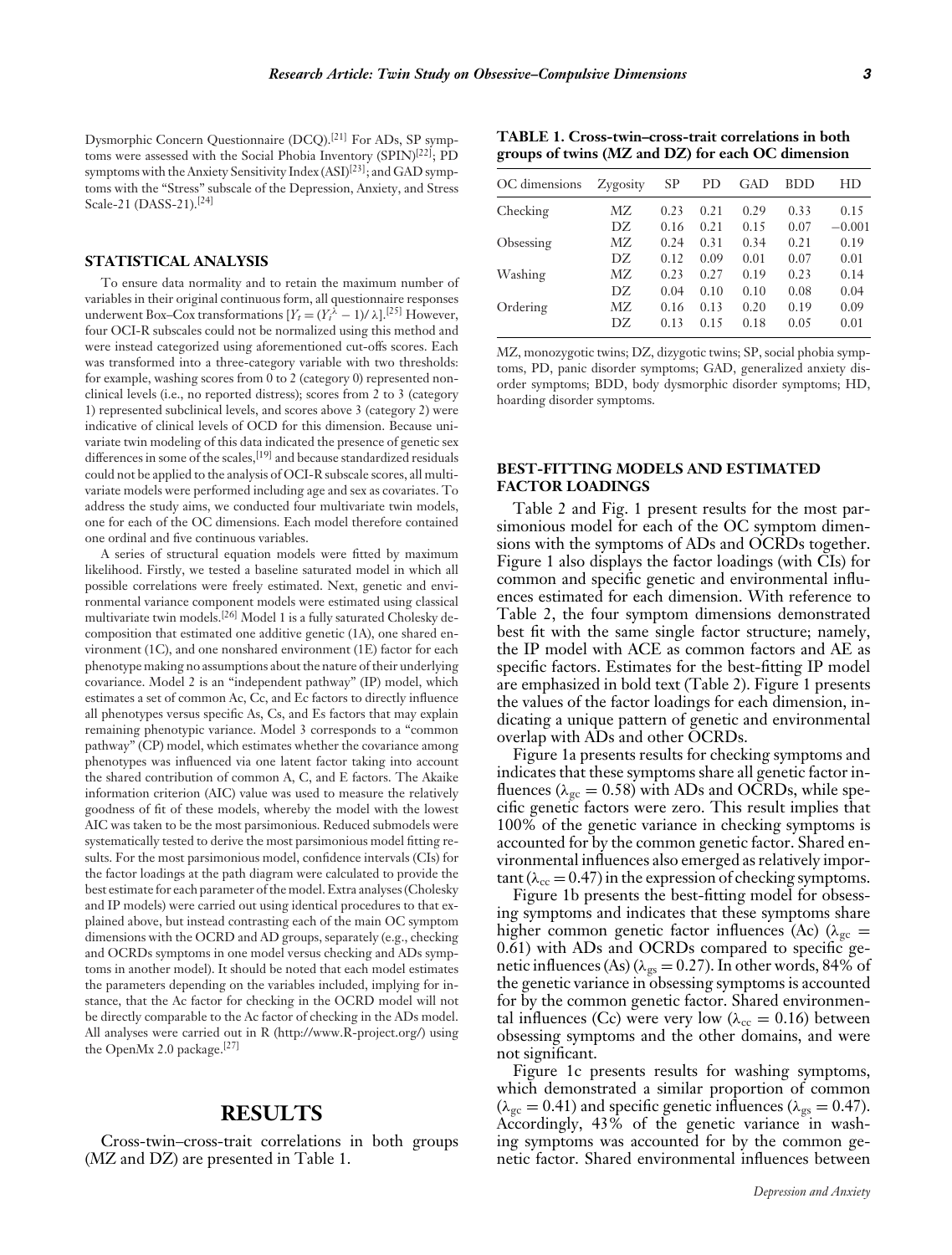Dysmorphic Concern Questionnaire (DCQ).[21] For ADs, SP symptoms were assessed with the Social Phobia Inventory (SPIN)[22]; PD symptoms with the Anxiety Sensitivity Index (ASI)[23]; and GAD symptoms with the "Stress" subscale of the Depression, Anxiety, and Stress Scale-21 (DASS-21).[24]

### STATISTICAL ANALYSIS

To ensure data normality and to retain the maximum number of variables in their original continuous form, all questionnaire responses underwent Box–Cox transformations [$Y_t = (Y_i^{\lambda} - 1)/\lambda$].[25] However, four OCI-R subscales could not be normalized using this method and were instead categorized using aforementioned cut-offs scores. Each was transformed into a three-category variable with two thresholds: for example, washing scores from 0 to 2 (category 0) represented nonclinical levels (i.e., no reported distress); scores from 2 to 3 (category 1) represented subclinical levels, and scores above 3 (category 2) were indicative of clinical levels of OCD for this dimension. Because univariate twin modeling of this data indicated the presence of genetic sex differences in some of the scales,[19] and because standardized residuals could not be applied to the analysis of OCI-R subscale scores, all multivariate models were performed including age and sex as covariates. To address the study aims, we conducted four multivariate twin models, one for each of the OC dimensions. Each model therefore contained one ordinal and five continuous variables.

A series of structural equation models were fitted by maximum likelihood. Firstly, we tested a baseline saturated model in which all possible correlations were freely estimated. Next, genetic and environmental variance component models were estimated using classical multivariate twin models.[26] Model 1 is a fully saturated Cholesky decomposition that estimated one additive genetic (1A), one shared environment (1C), and one nonshared environment (1E) factor for each phenotype making no assumptions about the nature of their underlying covariance. Model 2 is an "independent pathway" (IP) model, which estimates a set of common Ac, Cc, and Ec factors to directly influence all phenotypes versus specific As, Cs, and Es factors that may explain remaining phenotypic variance. Model 3 corresponds to a "common pathway" (CP) model, which estimates whether the covariance among phenotypes was influenced via one latent factor taking into account the shared contribution of common A, C, and E factors. The Akaike information criterion (AIC) value was used to measure the relatively goodness of fit of these models, whereby the model with the lowest AIC was taken to be the most parsimonious. Reduced submodels were systematically tested to derive the most parsimonious model fitting results. For the most parsimonious model, confidence intervals (CIs) for the factor loadings at the path diagram were calculated to provide the best estimate for each parameter of the model. Extra analyses (Cholesky and IP models) were carried out using identical procedures to that explained above, but instead contrasting each of the main OC symptom dimensions with the OCRD and AD groups, separately (e.g., checking and OCRDs symptoms in one model versus checking and ADs symptoms in another model). It should be noted that each model estimates the parameters depending on the variables included, implying for instance, that the Ac factor for checking in the OCRD model will not be directly comparable to the Ac factor of checking in the ADs model. All analyses were carried out in R (http://www.R-project.org/) using the OpenMx 2.0 package.[27]

## RESULTS

Cross-twin–cross-trait correlations in both groups (MZ and DZ) are presented in Table 1.

**TABLE 1. Cross-twin–cross-trait correlations in both groups of twins (MZ and DZ) for each OC dimension**

| OC dimensions | Zygosity | SP | PD | GAD | BDD | HD |
|---|---|---|---|---|---|---|
| Checking | MZ | 0.23 | 0.21 | 0.29 | 0.33 | 0.15 |
| | DZ | 0.16 | 0.21 | 0.15 | 0.07 | −0.001 |
| Obsessing | MZ | 0.24 | 0.31 | 0.34 | 0.21 | 0.19 |
| | DZ | 0.12 | 0.09 | 0.01 | 0.07 | 0.01 |
| Washing | MZ | 0.23 | 0.27 | 0.19 | 0.23 | 0.14 |
| | DZ | 0.04 | 0.10 | 0.10 | 0.08 | 0.04 |
| Ordering | MZ | 0.16 | 0.13 | 0.20 | 0.19 | 0.09 |
| | DZ | 0.13 | 0.15 | 0.18 | 0.05 | 0.01 |

MZ, monozygotic twins; DZ, dizygotic twins; SP, social phobia symptoms, PD, panic disorder symptoms; GAD, generalized anxiety disorder symptoms; BDD, body dysmorphic disorder symptoms; HD, hoarding disorder symptoms.

### BEST-FITTING MODELS AND ESTIMATED FACTOR LOADINGS

Table 2 and Fig. 1 present results for the most parsimonious model for each of the OC symptom dimensions with the symptoms of ADs and OCRDs together. Figure 1 also displays the factor loadings (with CIs) for common and specific genetic and environmental influences estimated for each dimension. With reference to Table 2, the four symptom dimensions demonstrated best fit with the same single factor structure; namely, the IP model with ACE as common factors and AE as specific factors. Estimates for the best-fitting IP model are emphasized in bold text (Table 2). Figure 1 presents the values of the factor loadings for each dimension, indicating a unique pattern of genetic and environmental overlap with ADs and other OCRDs.

Figure 1a presents results for checking symptoms and indicates that these symptoms share all genetic factor influences ($\lambda_{gc} = 0.58$) with ADs and OCRDs, while specific genetic factors were zero. This result implies that 100% of the genetic variance in checking symptoms is accounted for by the common genetic factor. Shared environmental influences also emerged as relatively important ($\lambda_{cc} = 0.47$) in the expression of checking symptoms.

Figure 1b presents the best-fitting model for obsessing symptoms and indicates that these symptoms share higher common genetic factor influences (Ac) ($\lambda_{gc} = 0.61$) with ADs and OCRDs compared to specific genetic influences (As) ($\lambda_{gs} = 0.27$). In other words, 84% of the genetic variance in obsessing symptoms is accounted for by the common genetic factor. Shared environmental influences (Cc) were very low ($\lambda_{cc} = 0.16$) between obsessing symptoms and the other domains, and were not significant.

Figure 1c presents results for washing symptoms, which demonstrated a similar proportion of common ($\lambda_{gc} = 0.41$) and specific genetic influences ($\lambda_{gs} = 0.47$). Accordingly, 43% of the genetic variance in washing symptoms was accounted for by the common genetic factor. Shared environmental influences between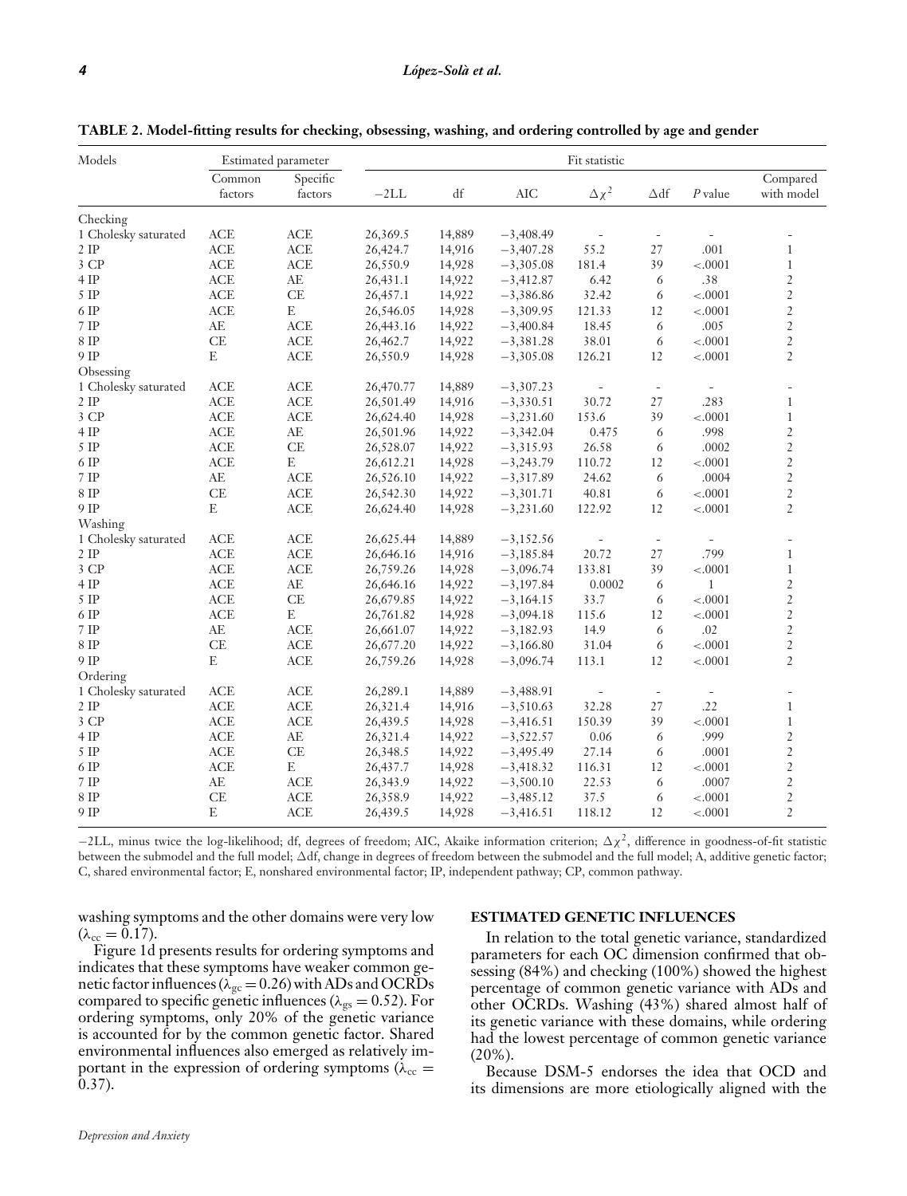**TABLE 2. Model-fitting results for checking, obsessing, washing, and ordering controlled by age and gender**

| Models | Estimated parameter | | Fit statistic | | | | | | |
|---|---|---|---|---|---|---|---|---|---|
| | Common factors | Specific factors | −2LL | df | AIC | $\Delta\chi^2$ | $\Delta$df | $P$ value | Compared with model |
| Checking | | | | | | | | | |
| 1 Cholesky saturated | ACE | ACE | 26,369.5 | 14,889 | −3,408.49 | - | - | - | - |
| 2 IP | ACE | ACE | 26,424.7 | 14,916 | −3,407.28 | 55.2 | 27 | .001 | 1 |
| 3 CP | ACE | ACE | 26,550.9 | 14,928 | −3,305.08 | 181.4 | 39 | <.0001 | 1 |
| 4 IP | ACE | AE | 26,431.1 | 14,922 | −3,412.87 | 6.42 | 6 | .38 | 2 |
| 5 IP | ACE | CE | 26,457.1 | 14,922 | −3,386.86 | 32.42 | 6 | <.0001 | 2 |
| 6 IP | ACE | E | 26,546.05 | 14,928 | −3,309.95 | 121.33 | 12 | <.0001 | 2 |
| 7 IP | AE | ACE | 26,443.16 | 14,922 | −3,400.84 | 18.45 | 6 | .005 | 2 |
| 8 IP | CE | ACE | 26,462.7 | 14,922 | −3,381.28 | 38.01 | 6 | <.0001 | 2 |
| 9 IP | E | ACE | 26,550.9 | 14,928 | −3,305.08 | 126.21 | 12 | <.0001 | 2 |
| Obsessing | | | | | | | | | |
| 1 Cholesky saturated | ACE | ACE | 26,470.77 | 14,889 | −3,307.23 | - | - | - | - |
| 2 IP | ACE | ACE | 26,501.49 | 14,916 | −3,330.51 | 30.72 | 27 | .283 | 1 |
| 3 CP | ACE | ACE | 26,624.40 | 14,928 | −3,231.60 | 153.6 | 39 | <.0001 | 1 |
| 4 IP | ACE | AE | 26,501.96 | 14,922 | −3,342.04 | 0.475 | 6 | .998 | 2 |
| 5 IP | ACE | CE | 26,528.07 | 14,922 | −3,315.93 | 26.58 | 6 | .0002 | 2 |
| 6 IP | ACE | E | 26,612.21 | 14,928 | −3,243.79 | 110.72 | 12 | <.0001 | 2 |
| 7 IP | AE | ACE | 26,526.10 | 14,922 | −3,317.89 | 24.62 | 6 | .0004 | 2 |
| 8 IP | CE | ACE | 26,542.30 | 14,922 | −3,301.71 | 40.81 | 6 | <.0001 | 2 |
| 9 IP | E | ACE | 26,624.40 | 14,928 | −3,231.60 | 122.92 | 12 | <.0001 | 2 |
| Washing | | | | | | | | | |
| 1 Cholesky saturated | ACE | ACE | 26,625.44 | 14,889 | −3,152.56 | - | - | - | - |
| 2 IP | ACE | ACE | 26,646.16 | 14,916 | −3,185.84 | 20.72 | 27 | .799 | 1 |
| 3 CP | ACE | ACE | 26,759.26 | 14,928 | −3,096.74 | 133.81 | 39 | <.0001 | 1 |
| 4 IP | ACE | AE | 26,646.16 | 14,922 | −3,197.84 | 0.0002 | 6 | 1 | 2 |
| 5 IP | ACE | CE | 26,679.85 | 14,922 | −3,164.15 | 33.7 | 6 | <.0001 | 2 |
| 6 IP | ACE | E | 26,761.82 | 14,928 | −3,094.18 | 115.6 | 12 | <.0001 | 2 |
| 7 IP | AE | ACE | 26,661.07 | 14,922 | −3,182.93 | 14.9 | 6 | .02 | 2 |
| 8 IP | CE | ACE | 26,677.20 | 14,922 | −3,166.80 | 31.04 | 6 | <.0001 | 2 |
| 9 IP | E | ACE | 26,759.26 | 14,928 | −3,096.74 | 113.1 | 12 | <.0001 | 2 |
| Ordering | | | | | | | | | |
| 1 Cholesky saturated | ACE | ACE | 26,289.1 | 14,889 | −3,488.91 | - | - | - | - |
| 2 IP | ACE | ACE | 26,321.4 | 14,916 | −3,510.63 | 32.28 | 27 | .22 | 1 |
| 3 CP | ACE | ACE | 26,439.5 | 14,928 | −3,416.51 | 150.39 | 39 | <.0001 | 1 |
| 4 IP | ACE | AE | 26,321.4 | 14,922 | −3,522.57 | 0.06 | 6 | .999 | 2 |
| 5 IP | ACE | CE | 26,348.5 | 14,922 | −3,495.49 | 27.14 | 6 | .0001 | 2 |
| 6 IP | ACE | E | 26,437.7 | 14,928 | −3,418.32 | 116.31 | 12 | <.0001 | 2 |
| 7 IP | AE | ACE | 26,343.9 | 14,922 | −3,500.10 | 22.53 | 6 | .0007 | 2 |
| 8 IP | CE | ACE | 26,358.9 | 14,922 | −3,485.12 | 37.5 | 6 | <.0001 | 2 |
| 9 IP | E | ACE | 26,439.5 | 14,928 | −3,416.51 | 118.12 | 12 | <.0001 | 2 |

−2LL, minus twice the log-likelihood; df, degrees of freedom; AIC, Akaike information criterion; $\Delta\chi^2$, difference in goodness-of-fit statistic between the submodel and the full model; $\Delta$df, change in degrees of freedom between the submodel and the full model; A, additive genetic factor; C, shared environmental factor; E, nonshared environmental factor; IP, independent pathway; CP, common pathway.

washing symptoms and the other domains were very low ($\lambda_{cc} = 0.17$).

Figure 1d presents results for ordering symptoms and indicates that these symptoms have weaker common genetic factor influences ($\lambda_{gc} = 0.26$) with ADs and OCRDs compared to specific genetic influences ($\lambda_{gs} = 0.52$). For ordering symptoms, only 20% of the genetic variance is accounted for by the common genetic factor. Shared environmental influences also emerged as relatively important in the expression of ordering symptoms ($\lambda_{cc} = 0.37$).

## ESTIMATED GENETIC INFLUENCES

In relation to the total genetic variance, standardized parameters for each OC dimension confirmed that obsessing (84%) and checking (100%) showed the highest percentage of common genetic variance with ADs and other OCRDs. Washing (43%) shared almost half of its genetic variance with these domains, while ordering had the lowest percentage of common genetic variance (20%).

Because DSM-5 endorses the idea that OCD and its dimensions are more etiologically aligned with the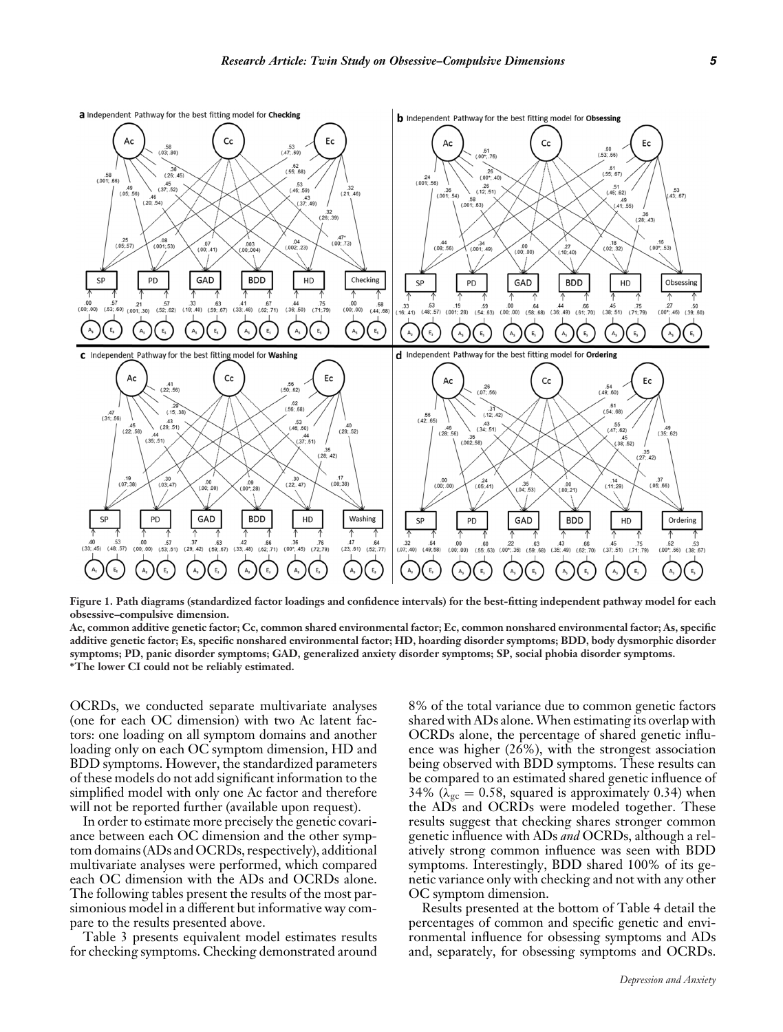**Figure 1. Path diagrams (standardized factor loadings and confidence intervals) for the best-fitting independent pathway model for each obsessive–compulsive dimension.**

**Ac, common additive genetic factor; Cc, common shared environmental factor; Ec, common nonshared environmental factor; As, specific additive genetic factor; Es, specific nonshared environmental factor; HD, hoarding disorder symptoms; BDD, body dysmorphic disorder symptoms; PD, panic disorder symptoms; GAD, generalized anxiety disorder symptoms; SP, social phobia disorder symptoms.**

**\*The lower CI could not be reliably estimated.**

OCRDs, we conducted separate multivariate analyses (one for each OC dimension) with two Ac latent factors: one loading on all symptom domains and another loading only on each OC symptom dimension, HD and BDD symptoms. However, the standardized parameters of these models do not add significant information to the simplified model with only one Ac factor and therefore will not be reported further (available upon request).

In order to estimate more precisely the genetic covariance between each OC dimension and the other symptom domains (ADs and OCRDs, respectively), additional multivariate analyses were performed, which compared each OC dimension with the ADs and OCRDs alone. The following tables present the results of the most parsimonious model in a different but informative way compare to the results presented above.

Table 3 presents equivalent model estimates results for checking symptoms. Checking demonstrated around 8% of the total variance due to common genetic factors shared with ADs alone. When estimating its overlap with OCRDs alone, the percentage of shared genetic influence was higher (26%), with the strongest association being observed with BDD symptoms. These results can be compared to an estimated shared genetic influence of 34% ($\lambda_{gc} = 0.58$, squared is approximately 0.34) when the ADs and OCRDs were modeled together. These results suggest that checking shares stronger common genetic influence with ADs *and* OCRDs, although a relatively strong common influence was seen with BDD symptoms. Interestingly, BDD shared 100% of its genetic variance only with checking and not with any other OC symptom dimension.

Results presented at the bottom of Table 4 detail the percentages of common and specific genetic and environmental influence for obsessing symptoms and ADs and, separately, for obsessing symptoms and OCRDs.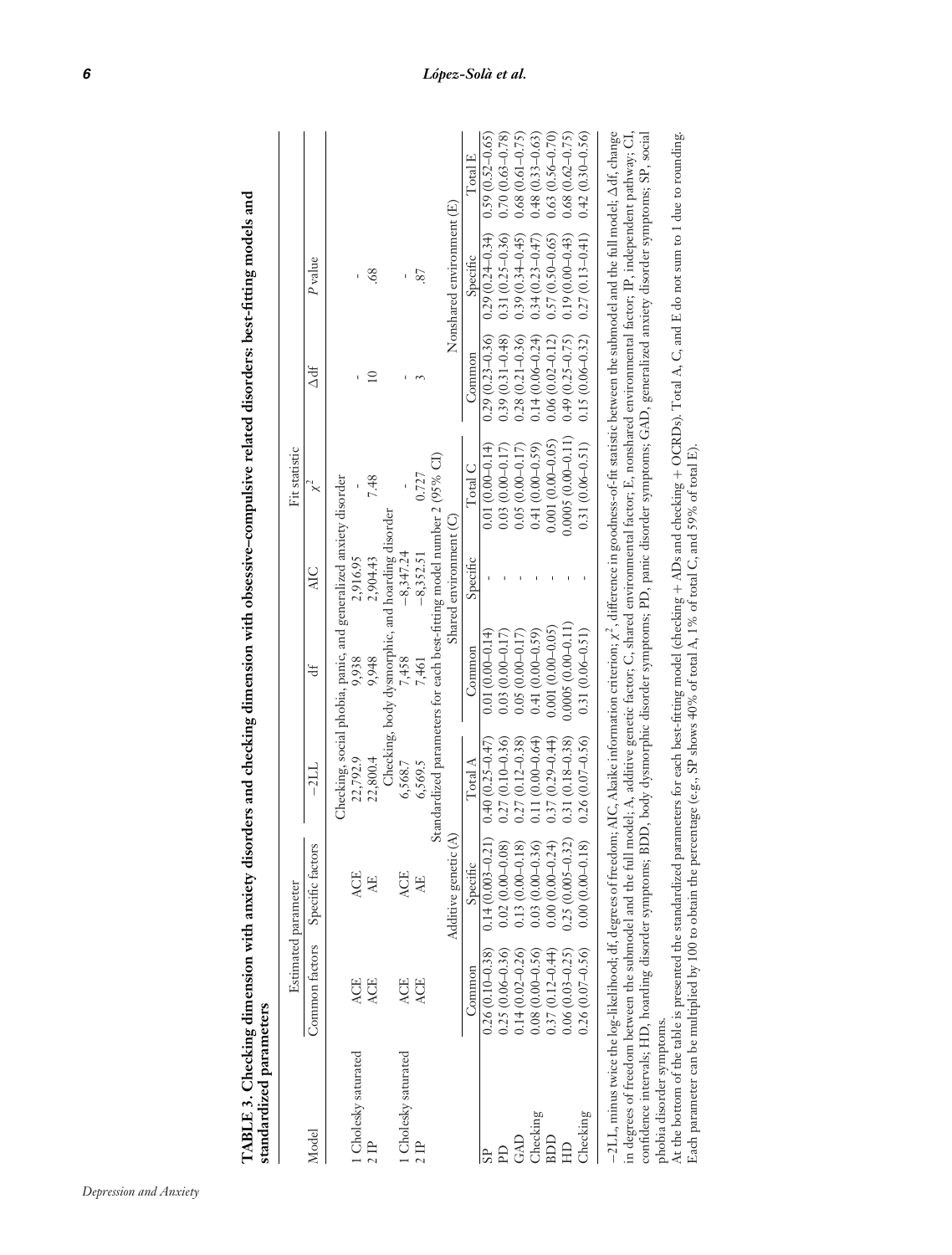**TABLE 3. Checking dimension with anxiety disorders and checking dimension with obsessive–compulsive related disorders: best-fitting models and standardized parameters**

| Model | Estimated parameter: Common factors | Specific factors | Fit statistic: −2LL | df | AIC | $\chi^2$ | Δdf | *P* value |
|---|---|---|---|---|---|---|---|---|
| | | | Checking, social phobia, panic, and generalized anxiety disorder | | | | | |
| 1 Cholesky saturated | ACE | ACE | 22,792.9 | 9,938 | 2,916.95 | - | - | - |
| 2 IP | ACE | AE | 22,800.4 | 9,948 | 2,904.43 | 7.48 | 10 | .68 |
| | | | Checking, body dysmorphic, and hoarding disorder | | | | | |
| 1 Cholesky saturated | ACE | ACE | 6,568.7 | 7,458 | −8,347.24 | - | - | - |
| 2 IP | ACE | AE | 6,569.5 | 7,461 | −8,352.51 | 0.727 | 3 | .87 |

Standardized parameters for each best-fitting model number 2 (95% CI)

| | Additive genetic (A): Common | Specific | Total A | Shared environment (C): Common | Specific | Total C | Nonshared environment (E): Common | Specific | Total E |
|---|---|---|---|---|---|---|---|---|---|
| SP | 0.26 (0.10–0.38) | 0.14 (0.003–0.21) | 0.40 (0.25–0.47) | 0.01 (0.00–0.14) | - | 0.01 (0.00–0.14) | 0.29 (0.23–0.36) | 0.29 (0.24–0.34) | 0.59 (0.52–0.65) |
| PD | 0.25 (0.06–0.36) | 0.02 (0.00–0.08) | 0.27 (0.10–0.36) | 0.03 (0.00–0.17) | - | 0.03 (0.00–0.17) | 0.39 (0.31–0.48) | 0.31 (0.25–0.36) | 0.70 (0.63–0.78) |
| GAD | 0.14 (0.02–0.26) | 0.13 (0.00–0.18) | 0.27 (0.12–0.38) | 0.05 (0.00–0.17) | - | 0.05 (0.00–0.17) | 0.28 (0.21–0.36) | 0.39 (0.34–0.45) | 0.68 (0.61–0.75) |
| Checking | 0.08 (0.00–0.56) | 0.03 (0.00–0.36) | 0.11 (0.00–0.64) | 0.41 (0.00–0.59) | - | 0.41 (0.00–0.59) | 0.14 (0.06–0.24) | 0.34 (0.23–0.47) | 0.48 (0.33–0.63) |
| BDD | 0.37 (0.12–0.44) | 0.00 (0.00–0.24) | 0.37 (0.29–0.44) | 0.001 (0.00–0.05) | - | 0.001 (0.00–0.05) | 0.06 (0.02–0.12) | 0.57 (0.50–0.65) | 0.63 (0.56–0.70) |
| HD | 0.06 (0.03–0.25) | 0.25 (0.005–0.32) | 0.31 (0.18–0.38) | 0.0005 (0.00–0.11) | - | 0.0005 (0.00–0.11) | 0.49 (0.25–0.75) | 0.19 (0.00–0.43) | 0.68 (0.62–0.75) |
| Checking | 0.26 (0.07–0.56) | 0.00 (0.00–0.18) | 0.26 (0.07–0.56) | 0.31 (0.06–0.51) | - | 0.31 (0.06–0.51) | 0.15 (0.06–0.32) | 0.27 (0.13–0.41) | 0.42 (0.30–0.56) |

−2LL, minus twice the log-likelihood; df, degrees of freedom; AIC, Akaike information criterion; $\chi^2$, difference in goodness-of-fit statistic between the submodel and the full model; Δdf, change in degrees of freedom between the submodel and the full model; A, additive genetic factor; C, shared environmental factor; E, nonshared environmental factor; IP, independent pathway; CI, confidence intervals; HD, hoarding disorder symptoms; BDD, body dysmorphic disorder symptoms; PD, panic disorder symptoms; GAD, generalized anxiety disorder symptoms; SP, social phobia disorder symptoms.

At the bottom of the table is presented the standardized parameters for each best-fitting model (checking + ADs and checking + OCRDs). Total A, C, and E do not sum to 1 due to rounding. Each parameter can be multiplied by 100 to obtain the percentage (e.g., SP shows 40% of total A, 1% of total C, and 59% of total E).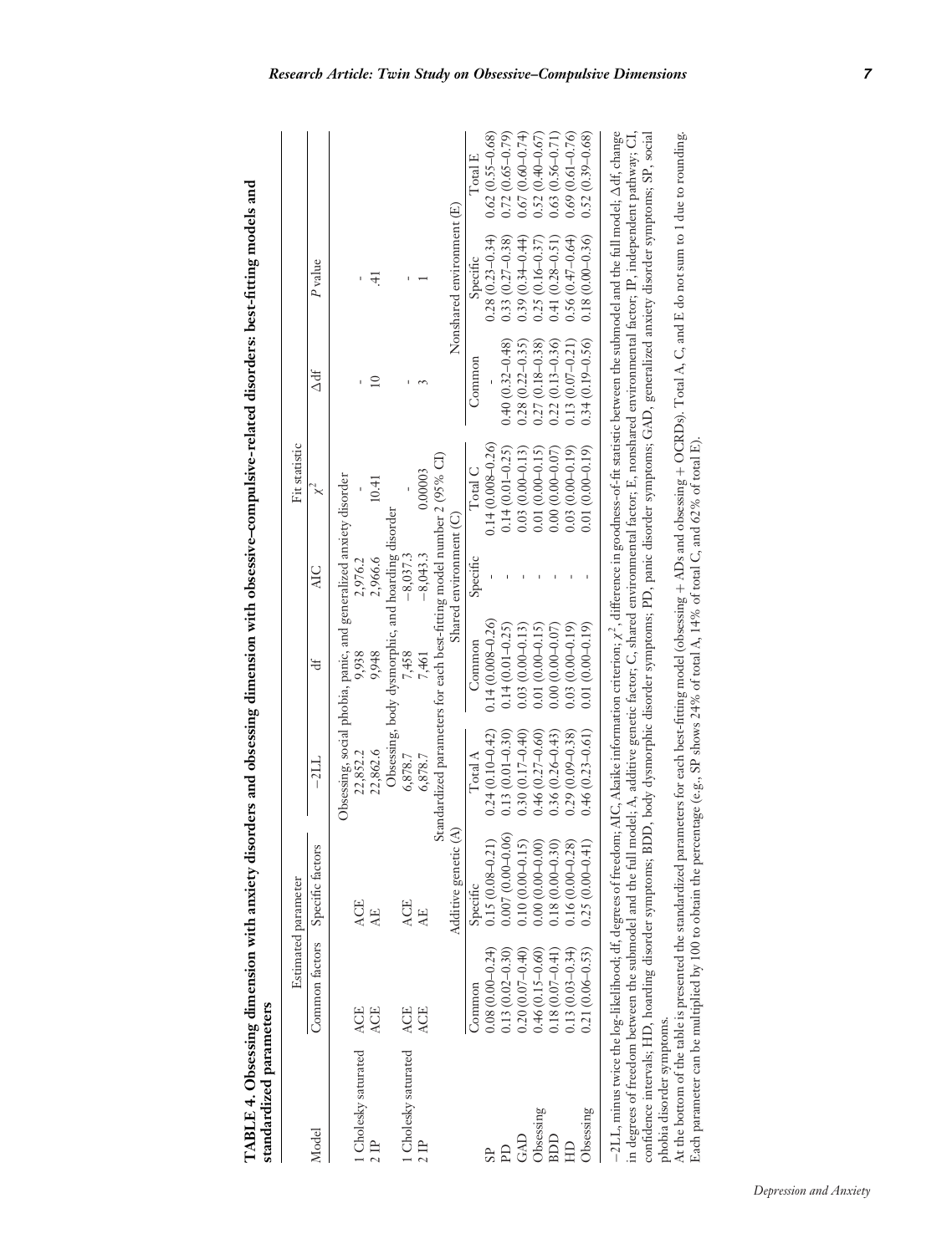**TABLE 4. Obsessing dimension with anxiety disorders and obsessing dimension with obsessive–compulsive-related disorders: best-fitting models and standardized parameters**

| Model | Estimated parameter: Common factors | Estimated parameter: Specific factors | $-2LL$ | df | AIC | Fit statistic: $\chi^2$ | $\Delta$df | $P$ value |
|---|---|---|---|---|---|---|---|---|
| | | | Obsessing, social phobia, panic, and generalized anxiety disorder | | | | | |
| 1 Cholesky saturated | ACE | ACE | 22,852.2 | 9,938 | 2,976.2 | - | - | - |
| 2 IP | ACE | AE | 22,862.6 | 9,948 | 2,966.6 | 10.41 | 10 | .41 |
| | | | Obsessing, body dysmorphic, and hoarding disorder | | | | | |
| 1 Cholesky saturated | ACE | ACE | 6,878.7 | 7,458 | −8,037.3 | - | - | - |
| 2 IP | ACE | AE | 6,878.7 | 7,461 | −8,043.3 | 0.00003 | 3 | 1 |

Standardized parameters for each best-fitting model number 2 (95% CI)

| | Additive genetic (A): Common | Additive genetic (A): Specific | Additive genetic (A): Total A | Shared environment (C): Common | Shared environment (C): Specific | Shared environment (C): Total C | Nonshared environment (E): Common | Nonshared environment (E): Specific | Nonshared environment (E): Total E |
|---|---|---|---|---|---|---|---|---|---|
| SP | 0.08 (0.00–0.24) | 0.15 (0.08–0.21) | 0.24 (0.10–0.42) | 0.14 (0.008–0.26) | - | 0.14 (0.008–0.26) | - | 0.28 (0.23–0.34) | 0.62 (0.55–0.68) |
| PD | 0.13 (0.02–0.30) | 0.007 (0.00–0.06) | 0.13 (0.01–0.30) | 0.14 (0.01–0.25) | - | 0.14 (0.01–0.25) | 0.40 (0.32–0.48) | 0.33 (0.27–0.38) | 0.72 (0.65–0.79) |
| GAD | 0.20 (0.07–0.40) | 0.10 (0.00–0.15) | 0.30 (0.17–0.40) | 0.03 (0.00–0.13) | - | 0.03 (0.00–0.13) | 0.28 (0.22–0.35) | 0.39 (0.34–0.44) | 0.67 (0.60–0.74) |
| Obsessing | 0.46 (0.15–0.60) | 0.00 (0.00–0.00) | 0.46 (0.27–0.60) | 0.01 (0.00–0.15) | - | 0.01 (0.00–0.15) | 0.27 (0.18–0.38) | 0.25 (0.16–0.37) | 0.52 (0.40–0.67) |
| BDD | 0.18 (0.07–0.41) | 0.18 (0.00–0.30) | 0.36 (0.26–0.43) | 0.00 (0.00–0.07) | - | 0.00 (0.00–0.07) | 0.22 (0.13–0.36) | 0.41 (0.28–0.51) | 0.63 (0.56–0.71) |
| HD | 0.13 (0.03–0.34) | 0.16 (0.00–0.28) | 0.29 (0.09–0.38) | 0.03 (0.00–0.19) | - | 0.03 (0.00–0.19) | 0.13 (0.07–0.21) | 0.56 (0.47–0.64) | 0.69 (0.61–0.76) |
| Obsessing | 0.21 (0.06–0.53) | 0.25 (0.00–0.41) | 0.46 (0.23–0.61) | 0.01 (0.00–0.19) | - | 0.01 (0.00–0.19) | 0.34 (0.19–0.56) | 0.18 (0.00–0.36) | 0.52 (0.39–0.68) |

$-2LL$, minus twice the log-likelihood; df, degrees of freedom; AIC, Akaike information criterion; $\chi^2$, difference in goodness-of-fit statistic between the submodel and the full model; $\Delta$df, change in degrees of freedom between the submodel and the full model; A, additive genetic factor; C, shared environmental factor; E, nonshared environmental factor; IP, independent pathway; CI, confidence intervals; HD, hoarding disorder symptoms; BDD, body dysmorphic disorder symptoms; PD, panic disorder symptoms; GAD, generalized anxiety disorder symptoms; SP, social phobia disorder symptoms.

At the bottom of the table is presented the standardized parameters for each best-fitting model (obsessing + ADs and obsessing + OCRDs). Total A, C, and E do not sum to 1 due to rounding. Each parameter can be multiplied by 100 to obtain the percentage (e.g., SP shows 24% of total A, 14% of total C, and 62% of total E).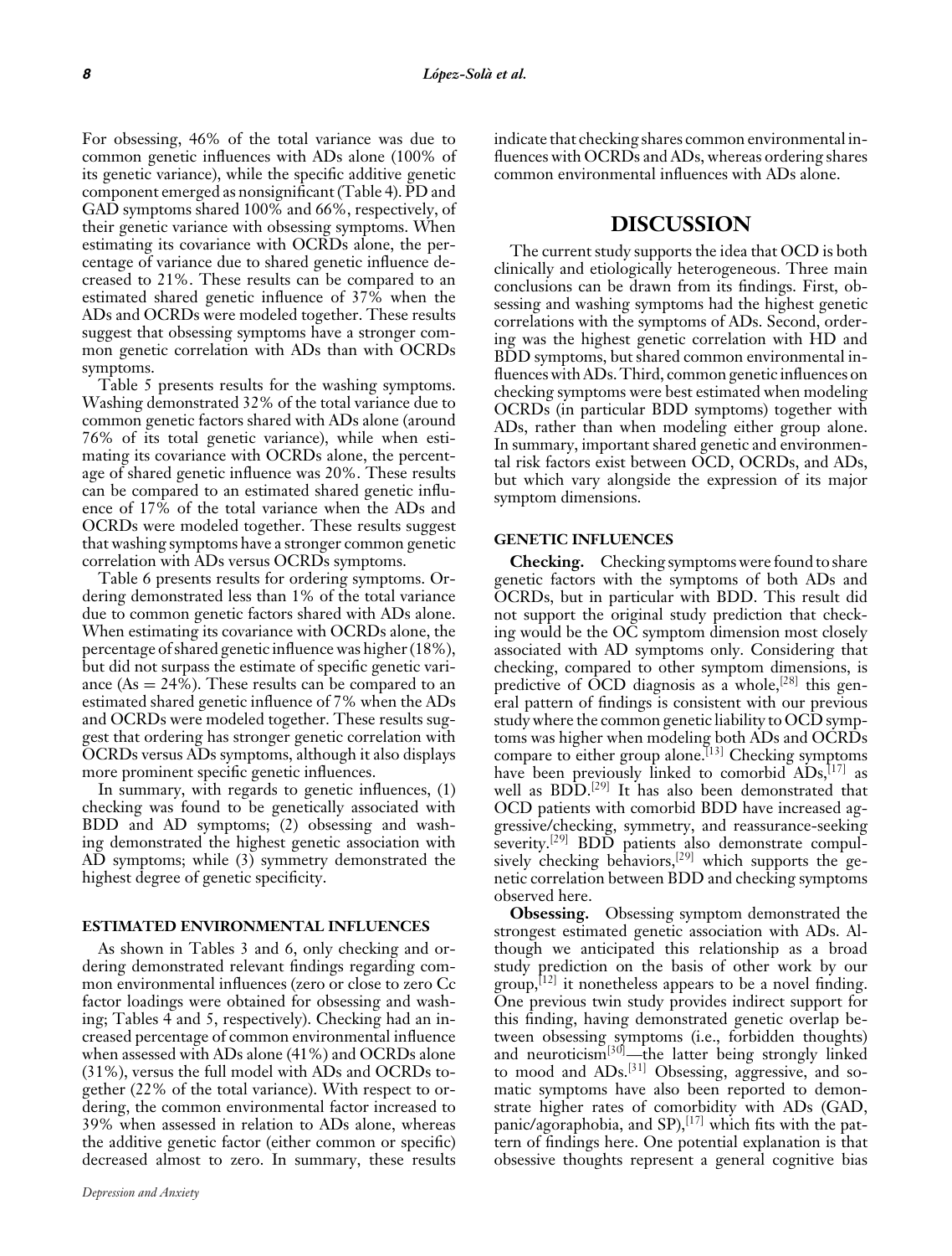For obsessing, 46% of the total variance was due to common genetic influences with ADs alone (100% of its genetic variance), while the specific additive genetic component emerged as nonsignificant (Table 4). PD and GAD symptoms shared 100% and 66%, respectively, of their genetic variance with obsessing symptoms. When estimating its covariance with OCRDs alone, the percentage of variance due to shared genetic influence decreased to 21%. These results can be compared to an estimated shared genetic influence of 37% when the ADs and OCRDs were modeled together. These results suggest that obsessing symptoms have a stronger common genetic correlation with ADs than with OCRDs symptoms.

Table 5 presents results for the washing symptoms. Washing demonstrated 32% of the total variance due to common genetic factors shared with ADs alone (around 76% of its total genetic variance), while when estimating its covariance with OCRDs alone, the percentage of shared genetic influence was 20%. These results can be compared to an estimated shared genetic influence of 17% of the total variance when the ADs and OCRDs were modeled together. These results suggest that washing symptoms have a stronger common genetic correlation with ADs versus OCRDs symptoms.

Table 6 presents results for ordering symptoms. Ordering demonstrated less than 1% of the total variance due to common genetic factors shared with ADs alone. When estimating its covariance with OCRDs alone, the percentage of shared genetic influence was higher (18%), but did not surpass the estimate of specific genetic variance ($As = 24\%$). These results can be compared to an estimated shared genetic influence of 7% when the ADs and OCRDs were modeled together. These results suggest that ordering has stronger genetic correlation with OCRDs versus ADs symptoms, although it also displays more prominent specific genetic influences.

In summary, with regards to genetic influences, (1) checking was found to be genetically associated with BDD and AD symptoms; (2) obsessing and washing demonstrated the highest genetic association with AD symptoms; while (3) symmetry demonstrated the highest degree of genetic specificity.

### ESTIMATED ENVIRONMENTAL INFLUENCES

As shown in Tables 3 and 6, only checking and ordering demonstrated relevant findings regarding common environmental influences (zero or close to zero Cc factor loadings were obtained for obsessing and washing; Tables 4 and 5, respectively). Checking had an increased percentage of common environmental influence when assessed with ADs alone (41%) and OCRDs alone (31%), versus the full model with ADs and OCRDs together (22% of the total variance). With respect to ordering, the common environmental factor increased to 39% when assessed in relation to ADs alone, whereas the additive genetic factor (either common or specific) decreased almost to zero. In summary, these results indicate that checking shares common environmental influences with OCRDs and ADs, whereas ordering shares common environmental influences with ADs alone.

## DISCUSSION

The current study supports the idea that OCD is both clinically and etiologically heterogeneous. Three main conclusions can be drawn from its findings. First, obsessing and washing symptoms had the highest genetic correlations with the symptoms of ADs. Second, ordering was the highest genetic correlation with HD and BDD symptoms, but shared common environmental influences with ADs. Third, common genetic influences on checking symptoms were best estimated when modeling OCRDs (in particular BDD symptoms) together with ADs, rather than when modeling either group alone. In summary, important shared genetic and environmental risk factors exist between OCD, OCRDs, and ADs, but which vary alongside the expression of its major symptom dimensions.

### GENETIC INFLUENCES

**Checking.** Checking symptoms were found to share genetic factors with the symptoms of both ADs and OCRDs, but in particular with BDD. This result did not support the original study prediction that checking would be the OC symptom dimension most closely associated with AD symptoms only. Considering that checking, compared to other symptom dimensions, is predictive of OCD diagnosis as a whole,[28] this general pattern of findings is consistent with our previous study where the common genetic liability to OCD symptoms was higher when modeling both ADs and OCRDs compare to either group alone.[13] Checking symptoms have been previously linked to comorbid ADs,[17] as well as BDD.[29] It has also been demonstrated that OCD patients with comorbid BDD have increased aggressive/checking, symmetry, and reassurance-seeking severity.[29] BDD patients also demonstrate compulsively checking behaviors,[29] which supports the genetic correlation between BDD and checking symptoms observed here.

**Obsessing.** Obsessing symptom demonstrated the strongest estimated genetic association with ADs. Although we anticipated this relationship as a broad study prediction on the basis of other work by our group,[12] it nonetheless appears to be a novel finding. One previous twin study provides indirect support for this finding, having demonstrated genetic overlap between obsessing symptoms (i.e., forbidden thoughts) and neuroticism[30]—the latter being strongly linked to mood and ADs.[31] Obsessing, aggressive, and somatic symptoms have also been reported to demonstrate higher rates of comorbidity with ADs (GAD, panic/agoraphobia, and SP),[17] which fits with the pattern of findings here. One potential explanation is that obsessive thoughts represent a general cognitive bias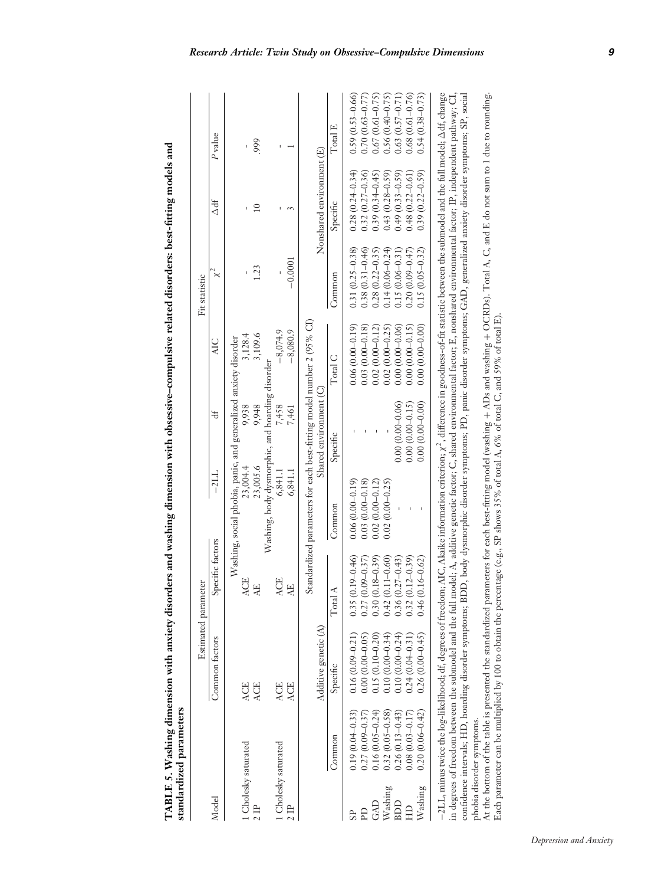**TABLE 5. Washing dimension with anxiety disorders and washing dimension with obsessive–compulsive related disorders: best-fitting models and standardized parameters**

| Model | Estimated parameter | | | | | Fit statistic | | |
|---|---|---|---|---|---|---|---|---|
| | Common factors | Specific factors | −2LL | df | AIC | $\chi^2$ | Δdf | *P* value |
| *Washing, social phobia, panic, and generalized anxiety disorder* | | | | | | | | |
| 1 Cholesky saturated | ACE | ACE | 23,004.4 | 9,938 | 3,128.4 | - | - | - |
| 2 IP | ACE | AE | 23,005.6 | 9,948 | 3,109.6 | 1.23 | 10 | .999 |
| *Washing, body dysmorphic, and hoarding disorder* | | | | | | | | |
| 1 Cholesky saturated | ACE | ACE | 6,841.1 | 7,458 | −8,074.9 | - | - | - |
| 2 IP | ACE | AE | 6,841.1 | 7,461 | −8,080.9 | −0.0001 | 3 | 1 |

Standardized parameters for each best-fitting model number 2 (95% CI)

| | Additive genetic (A) | | | Shared environment (C) | | | Nonshared environment (E) | | |
|---|---|---|---|---|---|---|---|---|---|
| | Common | Specific | Total A | Common | Specific | Total C | Common | Specific | Total E |
| SP | 0.19 (0.04–0.33) | 0.16 (0.09–0.21) | 0.35 (0.19–0.46) | 0.06 (0.00–0.19) | - | 0.06 (0.00–0.19) | 0.31 (0.25–0.38) | 0.28 (0.24–0.34) | 0.59 (0.53–0.66) |
| PD | 0.27 (0.09–0.37) | 0.00 (0.00–0.05) | 0.27 (0.09–0.37) | 0.03 (0.00–0.18) | - | 0.03 (0.00–0.18) | 0.38 (0.31–0.46) | 0.32 (0.27–0.36) | 0.70 (0.63–0.77) |
| GAD | 0.16 (0.05–0.24) | 0.15 (0.10–0.20) | 0.30 (0.18–0.39) | 0.02 (0.00–0.12) | - | 0.02 (0.00–0.12) | 0.28 (0.22–0.35) | 0.39 (0.34–0.45) | 0.67 (0.61–0.75) |
| Washing | 0.32 (0.05–0.58) | 0.10 (0.00–0.34) | 0.42 (0.11–0.60) | 0.02 (0.00–0.25) | - | 0.02 (0.00–0.25) | 0.14 (0.06–0.24) | 0.43 (0.28–0.59) | 0.56 (0.40–0.75) |
| BDD | 0.26 (0.13–0.43) | 0.10 (0.00–0.24) | 0.36 (0.27–0.43) | - | 0.00 (0.00–0.06) | 0.00 (0.00–0.06) | 0.15 (0.06–0.31) | 0.49 (0.33–0.59) | 0.63 (0.57–0.71) |
| HD | 0.08 (0.03–0.17) | 0.24 (0.04–0.31) | 0.32 (0.12–0.39) | - | 0.00 (0.00–0.15) | 0.00 (0.00–0.15) | 0.20 (0.09–0.47) | 0.48 (0.22–0.61) | 0.68 (0.61–0.76) |
| Washing | 0.20 (0.06–0.42) | 0.26 (0.00–0.45) | 0.46 (0.16–0.62) | - | 0.00 (0.00–0.00) | 0.00 (0.00–0.00) | 0.15 (0.05–0.32) | 0.39 (0.22–0.59) | 0.54 (0.38–0.73) |

−2LL, minus twice the log-likelihood; df, degrees of freedom; AIC, Akaike information criterion; $\chi^2$, difference in goodness-of-fit statistic between the submodel and the full model; Δdf, change in degrees of freedom between the submodel and the full model; A, additive genetic factor; C, shared environmental factor; E, nonshared environmental factor; IP, independent pathway; CI, confidence intervals; HD, hoarding disorder symptoms; BDD, body dysmorphic disorder symptoms; PD, panic disorder symptoms; GAD, generalized anxiety disorder symptoms; SP, social phobia disorder symptoms.

At the bottom of the table is presented the standardized parameters for each best-fitting model (washing + ADs and washing + OCRDs). Total A, C, and E do not sum to 1 due to rounding. Each parameter can be multiplied by 100 to obtain the percentage (e.g., SP shows 35% of total A, 6% of total C, and 59% of total E).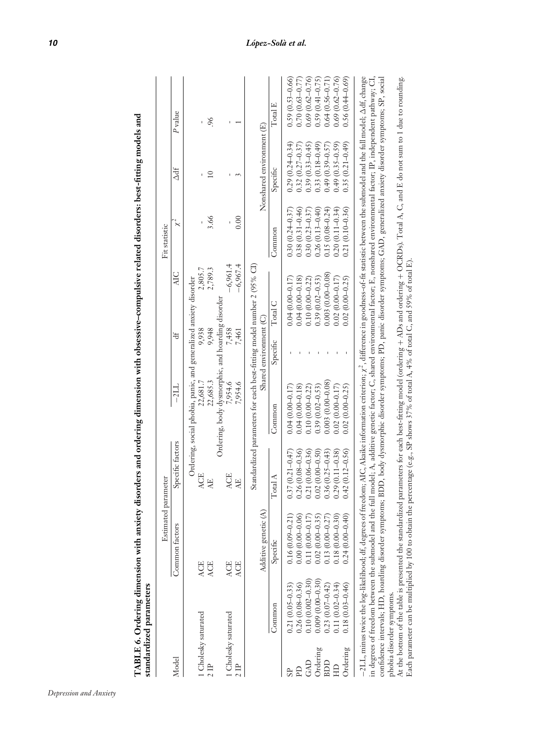**TABLE 6. Ordering dimension with anxiety disorders and ordering dimension with obsessive–compulsive related disorders: best-fitting models and standardized parameters**

| Model | Estimated parameter | | Fit statistic | | | | | |
|---|---|---|---|---|---|---|---|---|
| | Common factors | Specific factors | −2LL | df | AIC | $\chi^2$ | Δdf | *P* value |
| | Ordering, social phobia, panic, and generalized anxiety disorder | | | | | | | |
| 1 Cholesky saturated | ACE | ACE | 22,681.7 | 9,938 | 2,805.7 | - | - | - |
| 2 IP | ACE | AE | 22,685.3 | 9,948 | 2,789.3 | 3.66 | 10 | .96 |
| | Ordering, body dysmorphic, and hoarding disorder | | | | | | | |
| 1 Cholesky saturated | ACE | ACE | 7,954.6 | 7,458 | −6,961.4 | - | - | - |
| 2 IP | ACE | AE | 7,954.6 | 7,461 | −6,967.4 | 0.00 | 3 | 1 |

Standardized parameters for each best-fitting model number 2 (95% CI)

| | Additive genetic (A) | | | Shared environment (C) | | | Nonshared environment (E) | | |
|---|---|---|---|---|---|---|---|---|---|
| | Common | Specific | Total A | Common | Specific | Total C | Common | Specific | Total E |
| SP | 0.21 (0.05–0.33) | 0.16 (0.09–0.21) | 0.37 (0.21–0.47) | 0.04 (0.00–0.17) | - | 0.04 (0.00–0.17) | 0.30 (0.24–0.37) | 0.29 (0.24–0.34) | 0.59 (0.53–0.66) |
| PD | 0.26 (0.08–0.36) | 0.00 (0.00–0.06) | 0.26 (0.08–0.36) | 0.04 (0.00–0.18) | - | 0.04 (0.00–0.18) | 0.38 (0.31–0.46) | 0.32 (0.27–0.37) | 0.70 (0.63–0.77) |
| GAD | 0.10 (0.002–0.30) | 0.11 (0.00–0.17) | 0.21 (0.06–0.36) | 0.10 (0.00–0.22) | - | 0.10 (0.00–0.22) | 0.30 (0.23–0.37) | 0.39 (0.33–0.45) | 0.69 (0.62–0.76) |
| Ordering | 0.009 (0.00–0.30) | 0.02 (0.00–0.35) | 0.02 (0.00–0.50) | 0.39 (0.02–0.53) | - | 0.39 (0.02–0.53) | 0.26 (0.13–0.40) | 0.33 (0.18–0.49) | 0.59 (0.41–0.75) |
| BDD | 0.23 (0.07–0.42) | 0.13 (0.00–0.27) | 0.36 (0.25–0.43) | 0.003 (0.00–0.08) | - | 0.003 (0.00–0.08) | 0.15 (0.08–0.24) | 0.49 (0.39–0.57) | 0.64 (0.56–0.71) |
| HD | 0.11 (0.02–0.34) | 0.18 (0.00–0.30) | 0.29 (0.11–0.38) | 0.02 (0.00–0.17) | - | 0.02 (0.00–0.17) | 0.20 (0.11–0.34) | 0.49 (0.35–0.59) | 0.69 (0.62–0.76) |
| Ordering | 0.18 (0.03–0.46) | 0.24 (0.00–0.40) | 0.42 (0.12–0.56) | 0.02 (0.00–0.25) | - | 0.02 (0.00–0.25) | 0.21 (0.10–0.36) | 0.35 (0.21–0.49) | 0.56 (0.44–0.69) |

−2LL, minus twice the log-likelihood; df, degrees of freedom; AIC, Akaike information criterion; $\chi^2$, difference in goodness-of-fit statistic between the submodel and the full model; Δdf, change in degrees of freedom between the submodel and the full model; A, additive genetic factor; C, shared environmental factor; E, nonshared environmental factor; IP, independent pathway; CI, confidence intervals; HD, hoarding disorder symptoms; BDD, body dysmorphic disorder symptoms; PD, panic disorder symptoms; GAD, generalized anxiety disorder symptoms; SP, social phobia disorder symptoms.

At the bottom of the table is presented the standardized parameters for each best-fitting model (ordering + ADs and ordering + OCRDs). Total A, C, and E do not sum to 1 due to rounding. Each parameter can be multiplied by 100 to obtain the percentage (e.g., SP shows 37% of total A, 4% of total C, and 59% of total E).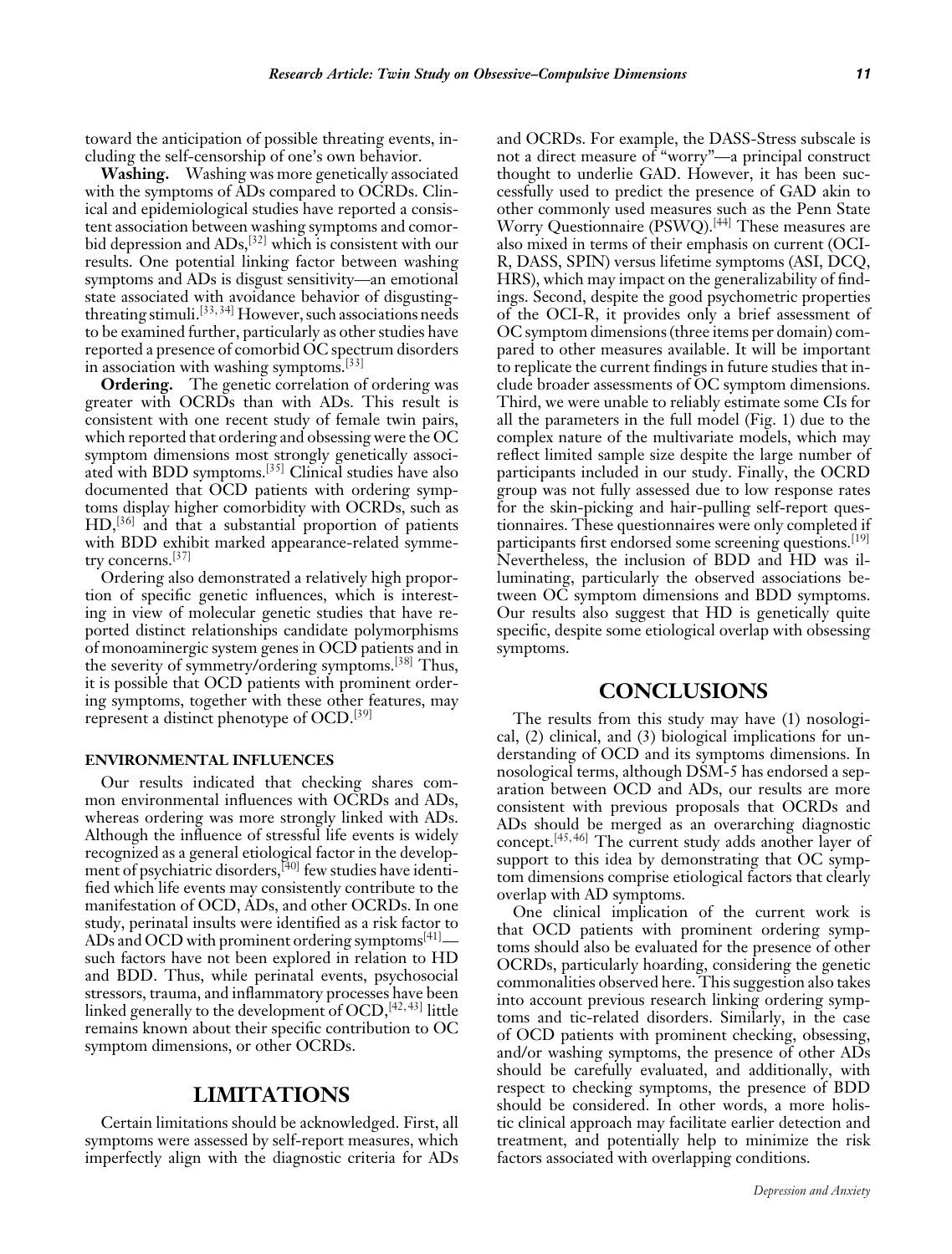toward the anticipation of possible threating events, including the self-censorship of one's own behavior.

**Washing.** Washing was more genetically associated with the symptoms of ADs compared to OCRDs. Clinical and epidemiological studies have reported a consistent association between washing symptoms and comorbid depression and ADs,[32] which is consistent with our results. One potential linking factor between washing symptoms and ADs is disgust sensitivity—an emotional state associated with avoidance behavior of disgusting-threating stimuli.[33,34] However, such associations needs to be examined further, particularly as other studies have reported a presence of comorbid OC spectrum disorders in association with washing symptoms.[33]

**Ordering.** The genetic correlation of ordering was greater with OCRDs than with ADs. This result is consistent with one recent study of female twin pairs, which reported that ordering and obsessing were the OC symptom dimensions most strongly genetically associated with BDD symptoms.[35] Clinical studies have also documented that OCD patients with ordering symptoms display higher comorbidity with OCRDs, such as HD,[36] and that a substantial proportion of patients with BDD exhibit marked appearance-related symmetry concerns.[37]

Ordering also demonstrated a relatively high proportion of specific genetic influences, which is interesting in view of molecular genetic studies that have reported distinct relationships candidate polymorphisms of monoaminergic system genes in OCD patients and in the severity of symmetry/ordering symptoms.[38] Thus, it is possible that OCD patients with prominent ordering symptoms, together with these other features, may represent a distinct phenotype of OCD.[39]

### ENVIRONMENTAL INFLUENCES

Our results indicated that checking shares common environmental influences with OCRDs and ADs, whereas ordering was more strongly linked with ADs. Although the influence of stressful life events is widely recognized as a general etiological factor in the development of psychiatric disorders,[40] few studies have identified which life events may consistently contribute to the manifestation of OCD, ADs, and other OCRDs. In one study, perinatal insults were identified as a risk factor to ADs and OCD with prominent ordering symptoms[41]—such factors have not been explored in relation to HD and BDD. Thus, while perinatal events, psychosocial stressors, trauma, and inflammatory processes have been linked generally to the development of OCD,[42,43] little remains known about their specific contribution to OC symptom dimensions, or other OCRDs.

## LIMITATIONS

Certain limitations should be acknowledged. First, all symptoms were assessed by self-report measures, which imperfectly align with the diagnostic criteria for ADs and OCRDs. For example, the DASS-Stress subscale is not a direct measure of "worry"—a principal construct thought to underlie GAD. However, it has been successfully used to predict the presence of GAD akin to other commonly used measures such as the Penn State Worry Questionnaire (PSWQ).[44] These measures are also mixed in terms of their emphasis on current (OCI-R, DASS, SPIN) versus lifetime symptoms (ASI, DCQ, HRS), which may impact on the generalizability of findings. Second, despite the good psychometric properties of the OCI-R, it provides only a brief assessment of OC symptom dimensions (three items per domain) compared to other measures available. It will be important to replicate the current findings in future studies that include broader assessments of OC symptom dimensions. Third, we were unable to reliably estimate some CIs for all the parameters in the full model (Fig. 1) due to the complex nature of the multivariate models, which may reflect limited sample size despite the large number of participants included in our study. Finally, the OCRD group was not fully assessed due to low response rates for the skin-picking and hair-pulling self-report questionnaires. These questionnaires were only completed if participants first endorsed some screening questions.[19] Nevertheless, the inclusion of BDD and HD was illuminating, particularly the observed associations between OC symptom dimensions and BDD symptoms. Our results also suggest that HD is genetically quite specific, despite some etiological overlap with obsessing symptoms.

## CONCLUSIONS

The results from this study may have (1) nosological, (2) clinical, and (3) biological implications for understanding of OCD and its symptoms dimensions. In nosological terms, although DSM-5 has endorsed a separation between OCD and ADs, our results are more consistent with previous proposals that OCRDs and ADs should be merged as an overarching diagnostic concept.[45,46] The current study adds another layer of support to this idea by demonstrating that OC symptom dimensions comprise etiological factors that clearly overlap with AD symptoms.

One clinical implication of the current work is that OCD patients with prominent ordering symptoms should also be evaluated for the presence of other OCRDs, particularly hoarding, considering the genetic commonalities observed here. This suggestion also takes into account previous research linking ordering symptoms and tic-related disorders. Similarly, in the case of OCD patients with prominent checking, obsessing, and/or washing symptoms, the presence of other ADs should be carefully evaluated, and additionally, with respect to checking symptoms, the presence of BDD should be considered. In other words, a more holistic clinical approach may facilitate earlier detection and treatment, and potentially help to minimize the risk factors associated with overlapping conditions.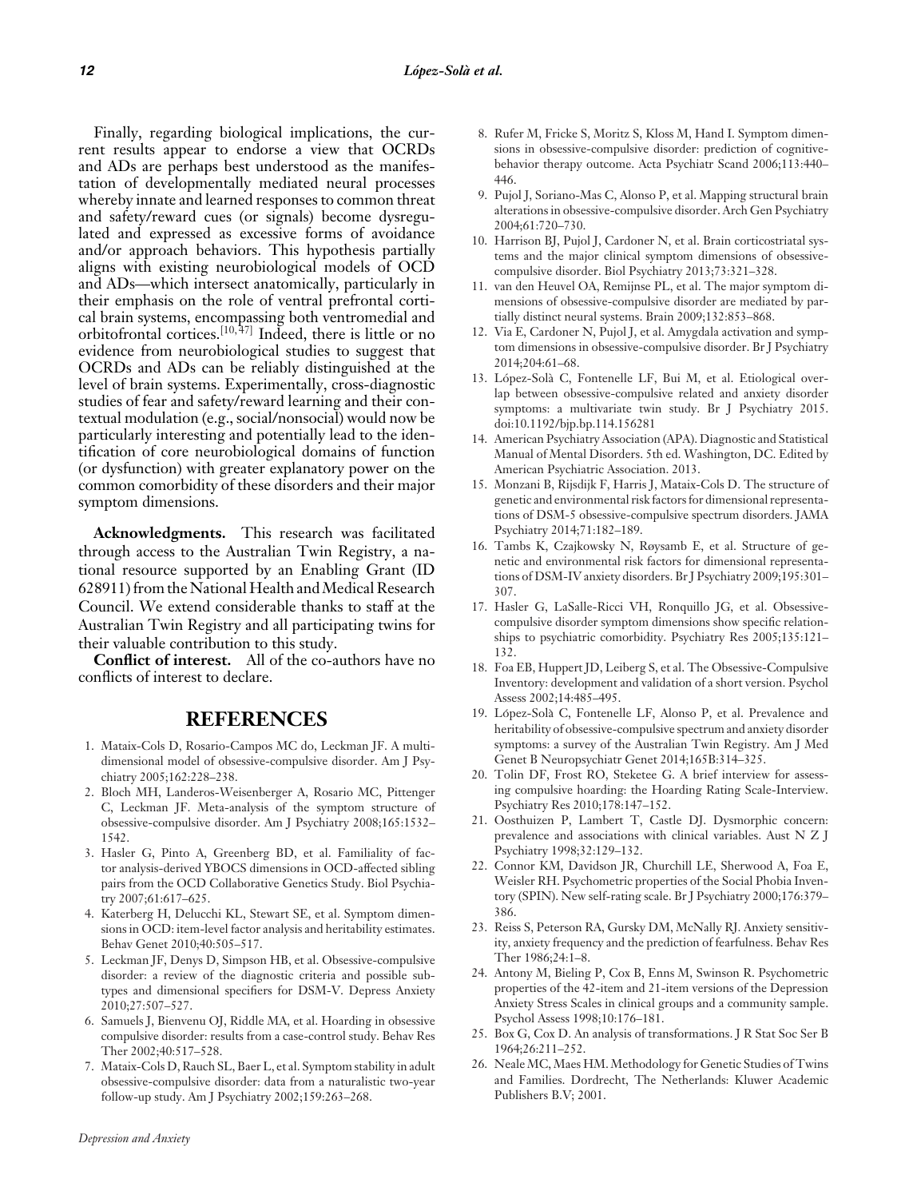Finally, regarding biological implications, the current results appear to endorse a view that OCRDs and ADs are perhaps best understood as the manifestation of developmentally mediated neural processes whereby innate and learned responses to common threat and safety/reward cues (or signals) become dysregulated and expressed as excessive forms of avoidance and/or approach behaviors. This hypothesis partially aligns with existing neurobiological models of OCD and ADs—which intersect anatomically, particularly in their emphasis on the role of ventral prefrontal cortical brain systems, encompassing both ventromedial and orbitofrontal cortices.[10,47] Indeed, there is little or no evidence from neurobiological studies to suggest that OCRDs and ADs can be reliably distinguished at the level of brain systems. Experimentally, cross-diagnostic studies of fear and safety/reward learning and their contextual modulation (e.g., social/nonsocial) would now be particularly interesting and potentially lead to the identification of core neurobiological domains of function (or dysfunction) with greater explanatory power on the common comorbidity of these disorders and their major symptom dimensions.

**Acknowledgments.** This research was facilitated through access to the Australian Twin Registry, a national resource supported by an Enabling Grant (ID 628911) from the National Health and Medical Research Council. We extend considerable thanks to staff at the Australian Twin Registry and all participating twins for their valuable contribution to this study.

**Conflict of interest.** All of the co-authors have no conflicts of interest to declare.

## REFERENCES

1. Mataix-Cols D, Rosario-Campos MC do, Leckman JF. A multidimensional model of obsessive-compulsive disorder. Am J Psychiatry 2005;162:228–238.
2. Bloch MH, Landeros-Weisenberger A, Rosario MC, Pittenger C, Leckman JF. Meta-analysis of the symptom structure of obsessive-compulsive disorder. Am J Psychiatry 2008;165:1532–1542.
3. Hasler G, Pinto A, Greenberg BD, et al. Familiality of factor analysis-derived YBOCS dimensions in OCD-affected sibling pairs from the OCD Collaborative Genetics Study. Biol Psychiatry 2007;61:617–625.
4. Katerberg H, Delucchi KL, Stewart SE, et al. Symptom dimensions in OCD: item-level factor analysis and heritability estimates. Behav Genet 2010;40:505–517.
5. Leckman JF, Denys D, Simpson HB, et al. Obsessive-compulsive disorder: a review of the diagnostic criteria and possible subtypes and dimensional specifiers for DSM-V. Depress Anxiety 2010;27:507–527.
6. Samuels J, Bienvenu OJ, Riddle MA, et al. Hoarding in obsessive compulsive disorder: results from a case-control study. Behav Res Ther 2002;40:517–528.
7. Mataix-Cols D, Rauch SL, Baer L, et al. Symptom stability in adult obsessive-compulsive disorder: data from a naturalistic two-year follow-up study. Am J Psychiatry 2002;159:263–268.
8. Rufer M, Fricke S, Moritz S, Kloss M, Hand I. Symptom dimensions in obsessive-compulsive disorder: prediction of cognitive-behavior therapy outcome. Acta Psychiatr Scand 2006;113:440–446.
9. Pujol J, Soriano-Mas C, Alonso P, et al. Mapping structural brain alterations in obsessive-compulsive disorder. Arch Gen Psychiatry 2004;61:720–730.
10. Harrison BJ, Pujol J, Cardoner N, et al. Brain corticostriatal systems and the major clinical symptom dimensions of obsessive-compulsive disorder. Biol Psychiatry 2013;73:321–328.
11. van den Heuvel OA, Remijnse PL, et al. The major symptom dimensions of obsessive-compulsive disorder are mediated by partially distinct neural systems. Brain 2009;132:853–868.
12. Via E, Cardoner N, Pujol J, et al. Amygdala activation and symptom dimensions in obsessive-compulsive disorder. Br J Psychiatry 2014;204:61–68.
13. López-Solà C, Fontenelle LF, Bui M, et al. Etiological overlap between obsessive-compulsive related and anxiety disorder symptoms: a multivariate twin study. Br J Psychiatry 2015. doi:10.1192/bjp.bp.114.156281
14. American Psychiatry Association (APA). Diagnostic and Statistical Manual of Mental Disorders. 5th ed. Washington, DC. Edited by American Psychiatric Association. 2013.
15. Monzani B, Rijsdijk F, Harris J, Mataix-Cols D. The structure of genetic and environmental risk factors for dimensional representations of DSM-5 obsessive-compulsive spectrum disorders. JAMA Psychiatry 2014;71:182–189.
16. Tambs K, Czajkowsky N, Røysamb E, et al. Structure of genetic and environmental risk factors for dimensional representations of DSM-IV anxiety disorders. Br J Psychiatry 2009;195:301–307.
17. Hasler G, LaSalle-Ricci VH, Ronquillo JG, et al. Obsessive-compulsive disorder symptom dimensions show specific relationships to psychiatric comorbidity. Psychiatry Res 2005;135:121–132.
18. Foa EB, Huppert JD, Leiberg S, et al. The Obsessive-Compulsive Inventory: development and validation of a short version. Psychol Assess 2002;14:485–495.
19. López-Solà C, Fontenelle LF, Alonso P, et al. Prevalence and heritability of obsessive-compulsive spectrum and anxiety disorder symptoms: a survey of the Australian Twin Registry. Am J Med Genet B Neuropsychiatr Genet 2014;165B:314–325.
20. Tolin DF, Frost RO, Steketee G. A brief interview for assessing compulsive hoarding: the Hoarding Rating Scale-Interview. Psychiatry Res 2010;178:147–152.
21. Oosthuizen P, Lambert T, Castle DJ. Dysmorphic concern: prevalence and associations with clinical variables. Aust N Z J Psychiatry 1998;32:129–132.
22. Connor KM, Davidson JR, Churchill LE, Sherwood A, Foa E, Weisler RH. Psychometric properties of the Social Phobia Inventory (SPIN). New self-rating scale. Br J Psychiatry 2000;176:379–386.
23. Reiss S, Peterson RA, Gursky DM, McNally RJ. Anxiety sensitivity, anxiety frequency and the prediction of fearfulness. Behav Res Ther 1986;24:1–8.
24. Antony M, Bieling P, Cox B, Enns M, Swinson R. Psychometric properties of the 42-item and 21-item versions of the Depression Anxiety Stress Scales in clinical groups and a community sample. Psychol Assess 1998;10:176–181.
25. Box G, Cox D. An analysis of transformations. J R Stat Soc Ser B 1964;26:211–252.
26. Neale MC, Maes HM. Methodology for Genetic Studies of Twins and Families. Dordrecht, The Netherlands: Kluwer Academic Publishers B.V; 2001.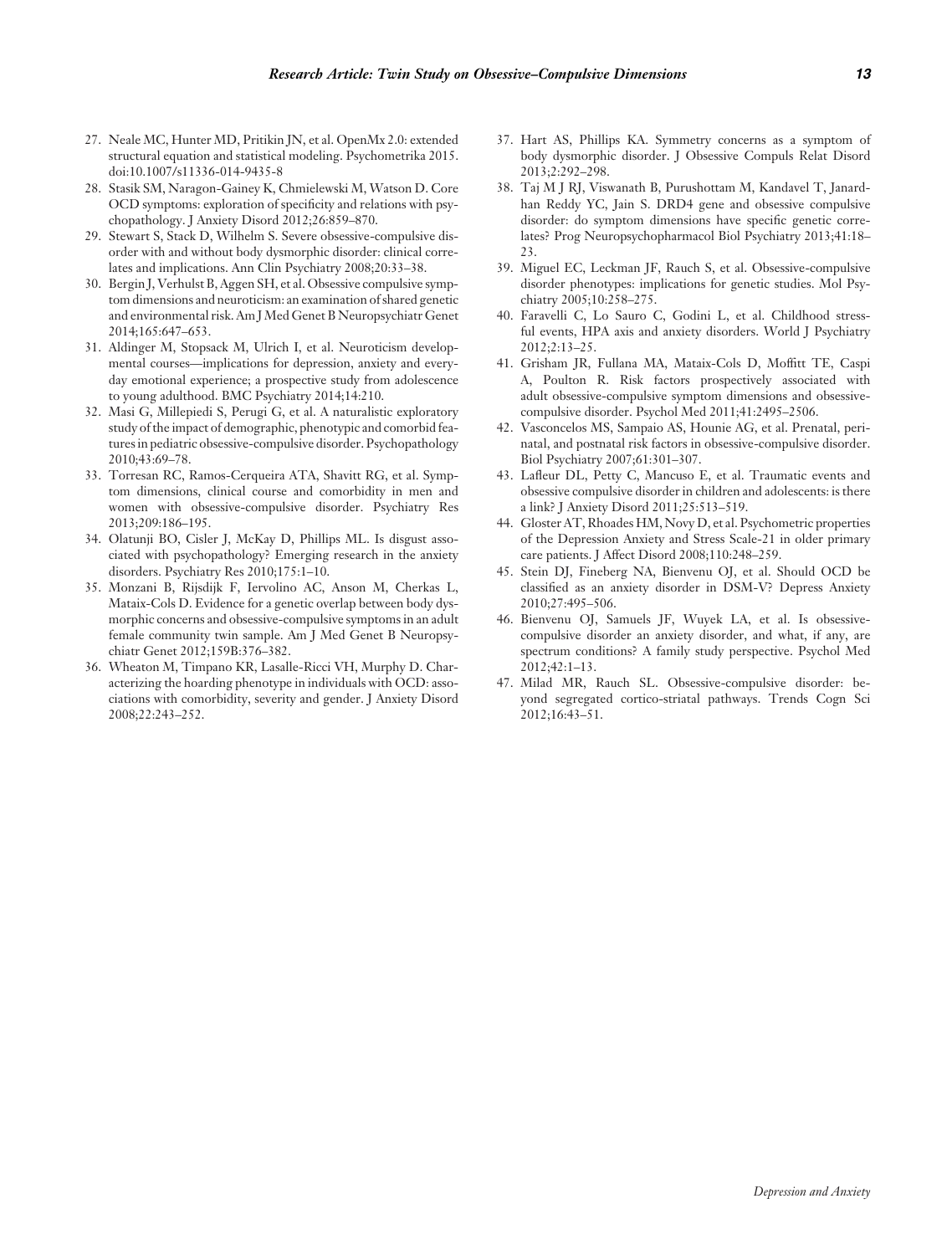27. Neale MC, Hunter MD, Pritikin JN, et al. OpenMx 2.0: extended structural equation and statistical modeling. Psychometrika 2015. doi:10.1007/s11336-014-9435-8
28. Stasik SM, Naragon-Gainey K, Chmielewski M, Watson D. Core OCD symptoms: exploration of specificity and relations with psychopathology. J Anxiety Disord 2012;26:859–870.
29. Stewart S, Stack D, Wilhelm S. Severe obsessive-compulsive disorder with and without body dysmorphic disorder: clinical correlates and implications. Ann Clin Psychiatry 2008;20:33–38.
30. Bergin J, Verhulst B, Aggen SH, et al. Obsessive compulsive symptom dimensions and neuroticism: an examination of shared genetic and environmental risk. Am J Med Genet B Neuropsychiatr Genet 2014;165:647–653.
31. Aldinger M, Stopsack M, Ulrich I, et al. Neuroticism developmental courses—implications for depression, anxiety and everyday emotional experience; a prospective study from adolescence to young adulthood. BMC Psychiatry 2014;14:210.
32. Masi G, Millepiedi S, Perugi G, et al. A naturalistic exploratory study of the impact of demographic, phenotypic and comorbid features in pediatric obsessive-compulsive disorder. Psychopathology 2010;43:69–78.
33. Torresan RC, Ramos-Cerqueira ATA, Shavitt RG, et al. Symptom dimensions, clinical course and comorbidity in men and women with obsessive-compulsive disorder. Psychiatry Res 2013;209:186–195.
34. Olatunji BO, Cisler J, McKay D, Phillips ML. Is disgust associated with psychopathology? Emerging research in the anxiety disorders. Psychiatry Res 2010;175:1–10.
35. Monzani B, Rijsdijk F, Iervolino AC, Anson M, Cherkas L, Mataix-Cols D. Evidence for a genetic overlap between body dysmorphic concerns and obsessive-compulsive symptoms in an adult female community twin sample. Am J Med Genet B Neuropsychiatr Genet 2012;159B:376–382.
36. Wheaton M, Timpano KR, Lasalle-Ricci VH, Murphy D. Characterizing the hoarding phenotype in individuals with OCD: associations with comorbidity, severity and gender. J Anxiety Disord 2008;22:243–252.
37. Hart AS, Phillips KA. Symmetry concerns as a symptom of body dysmorphic disorder. J Obsessive Compuls Relat Disord 2013;2:292–298.
38. Taj M J RJ, Viswanath B, Purushottam M, Kandavel T, Janardhan Reddy YC, Jain S. DRD4 gene and obsessive compulsive disorder: do symptom dimensions have specific genetic correlates? Prog Neuropsychopharmacol Biol Psychiatry 2013;41:18–23.
39. Miguel EC, Leckman JF, Rauch S, et al. Obsessive-compulsive disorder phenotypes: implications for genetic studies. Mol Psychiatry 2005;10:258–275.
40. Faravelli C, Lo Sauro C, Godini L, et al. Childhood stressful events, HPA axis and anxiety disorders. World J Psychiatry 2012;2:13–25.
41. Grisham JR, Fullana MA, Mataix-Cols D, Moffitt TE, Caspi A, Poulton R. Risk factors prospectively associated with adult obsessive-compulsive symptom dimensions and obsessive-compulsive disorder. Psychol Med 2011;41:2495–2506.
42. Vasconcelos MS, Sampaio AS, Hounie AG, et al. Prenatal, perinatal, and postnatal risk factors in obsessive-compulsive disorder. Biol Psychiatry 2007;61:301–307.
43. Lafleur DL, Petty C, Mancuso E, et al. Traumatic events and obsessive compulsive disorder in children and adolescents: is there a link? J Anxiety Disord 2011;25:513–519.
44. Gloster AT, Rhoades HM, Novy D, et al. Psychometric properties of the Depression Anxiety and Stress Scale-21 in older primary care patients. J Affect Disord 2008;110:248–259.
45. Stein DJ, Fineberg NA, Bienvenu OJ, et al. Should OCD be classified as an anxiety disorder in DSM-V? Depress Anxiety 2010;27:495–506.
46. Bienvenu OJ, Samuels JF, Wuyek LA, et al. Is obsessive-compulsive disorder an anxiety disorder, and what, if any, are spectrum conditions? A family study perspective. Psychol Med 2012;42:1–13.
47. Milad MR, Rauch SL. Obsessive-compulsive disorder: beyond segregated cortico-striatal pathways. Trends Cogn Sci 2012;16:43–51.